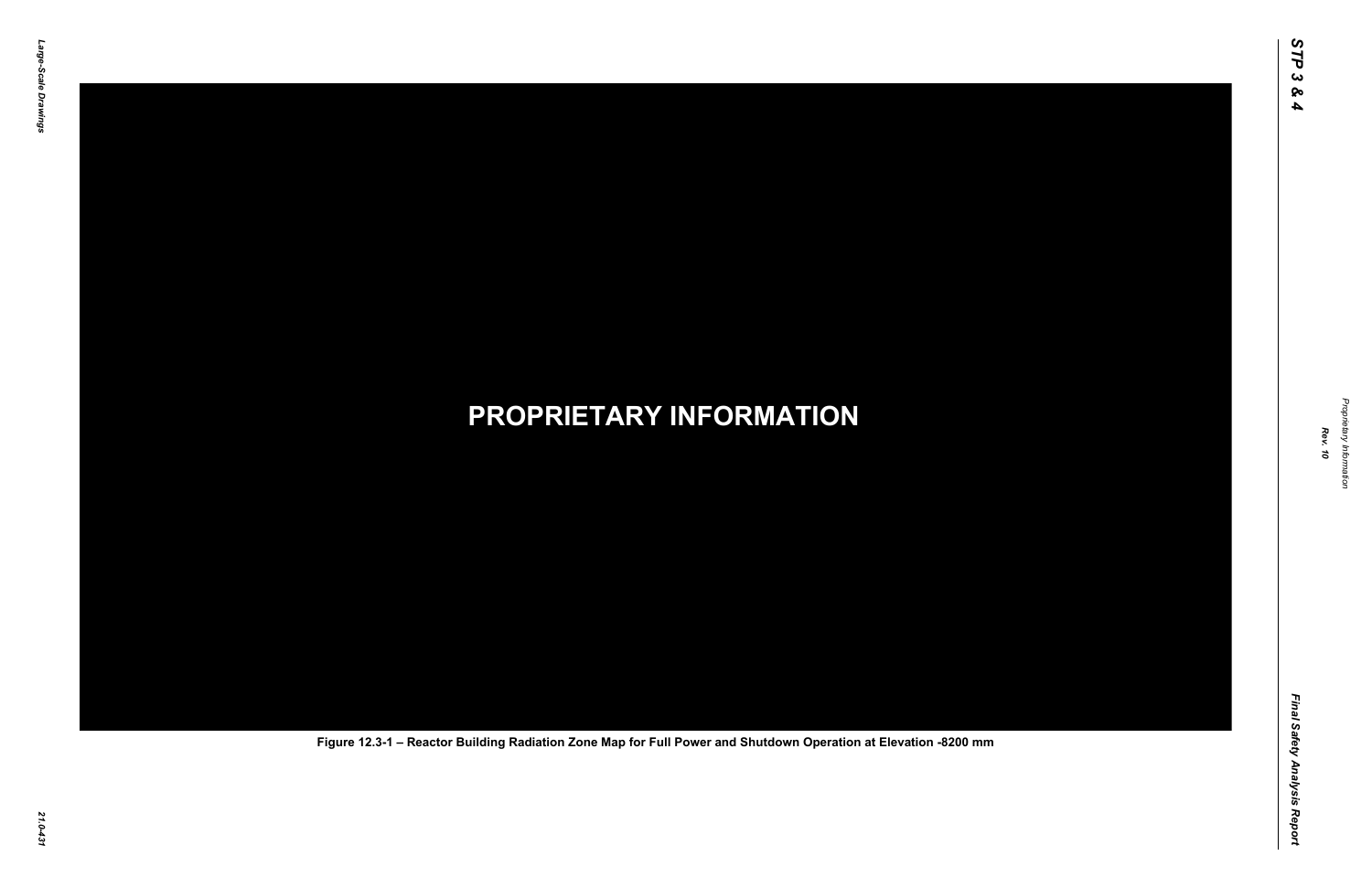**PROPRIETARY INFORMATION**

Figure 12.3-1 – Reactor Building Radiation Zone Map for Full Power and Shutdown Operation at Elevation -8200 mm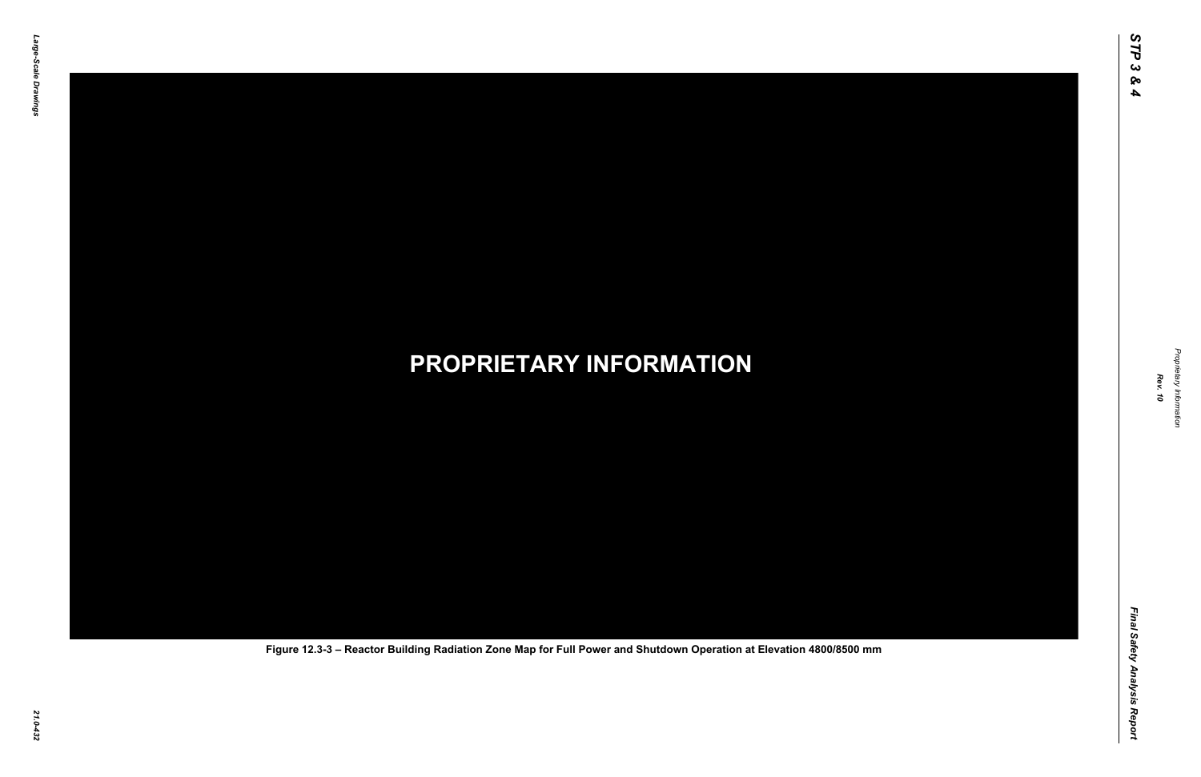**PROPRIETARY INFORMATION**

Figure 12.3-3 – Reactor Building Radiation Zone Map for Full Power and Shutdown Operation at Elevation 4800/8500 mm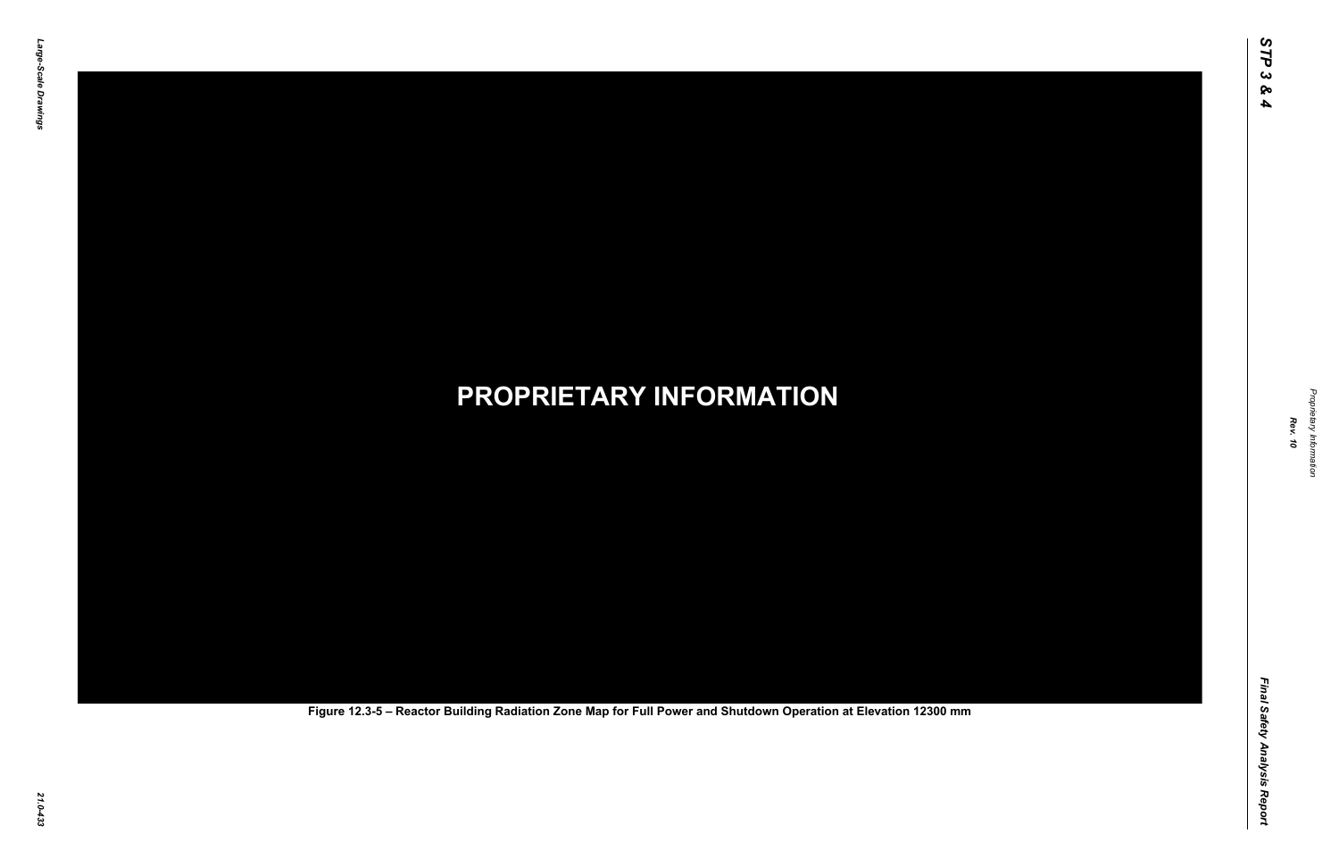**PROPRIETARY INFORMATION**

Figure 12.3-5 – Reactor Building Radiation Zone Map for Full Power and Shutdown Operation at Elevation 12300 mm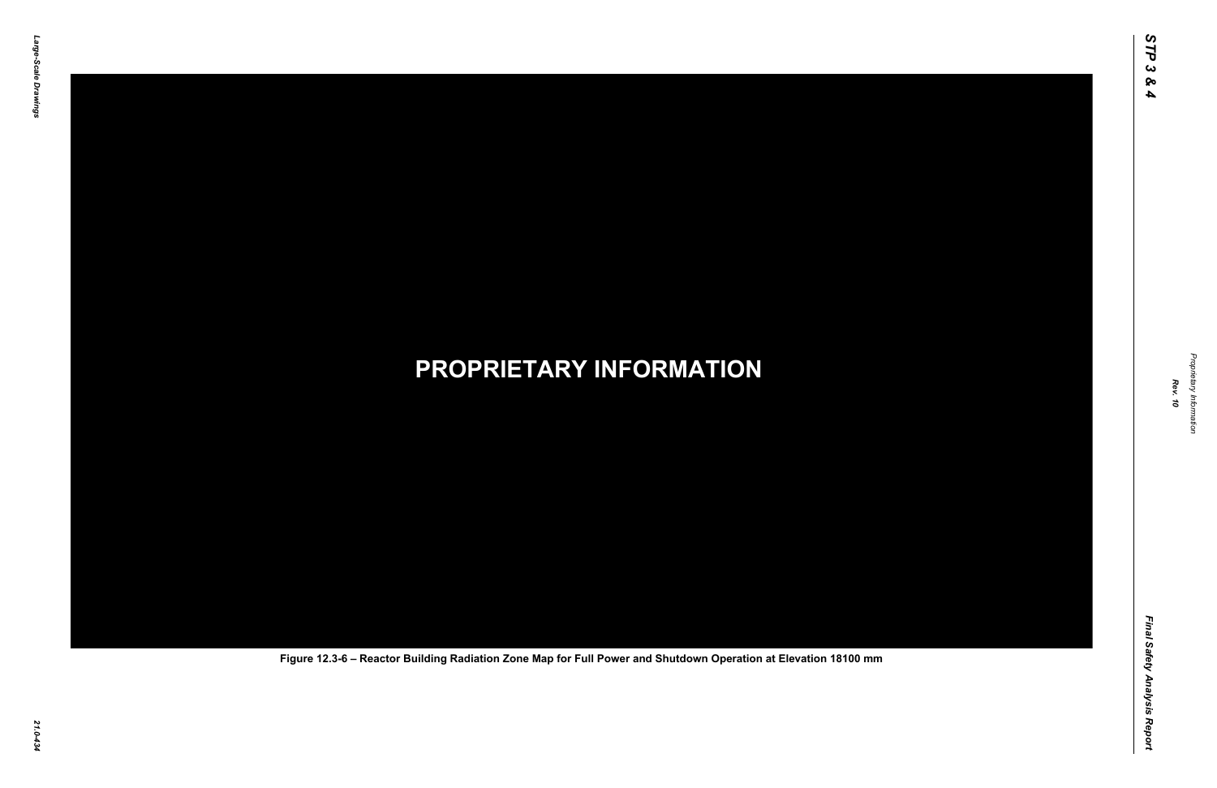**PROPRIETARY INFORMATION**

Figure 12.3-6 – Reactor Building Radiation Zone Map for Full Power and Shutdown Operation at Elevation 18100 mm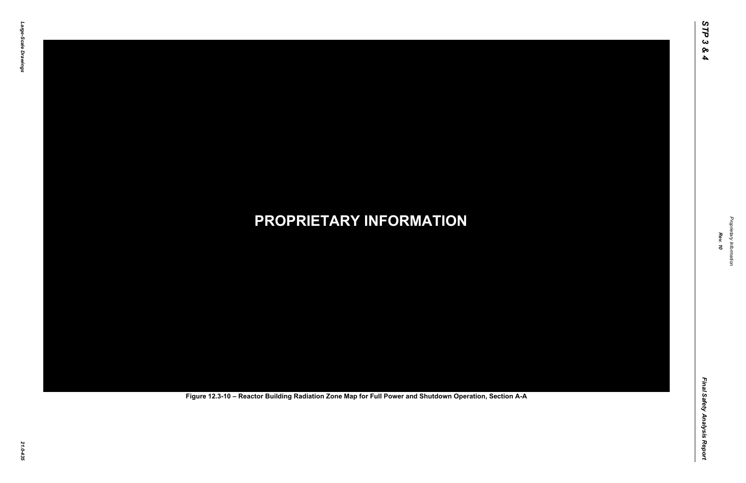**PROPRIETARY INFORMATION**

Figure 12.3-10 – Reactor Building Radiation Zone Map for Full Power and Shutdown Operation, Section A-A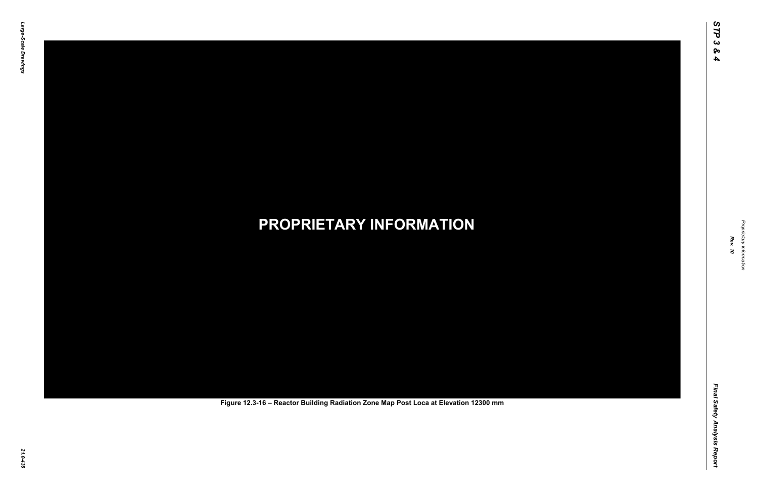**PROPRIETARY INFORMATION**

Figure 12.3-16 – Reactor Building Radiation Zone Map Post Loca at Elevation 12300 mm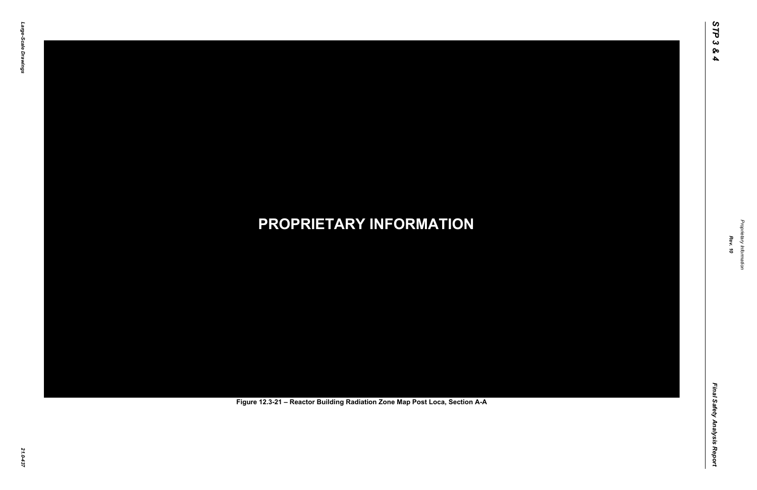**PROPRIETARY INFORMATION**

Figure 12.3-21 – Reactor Building Radiation Zone Map Post Loca, Section A-A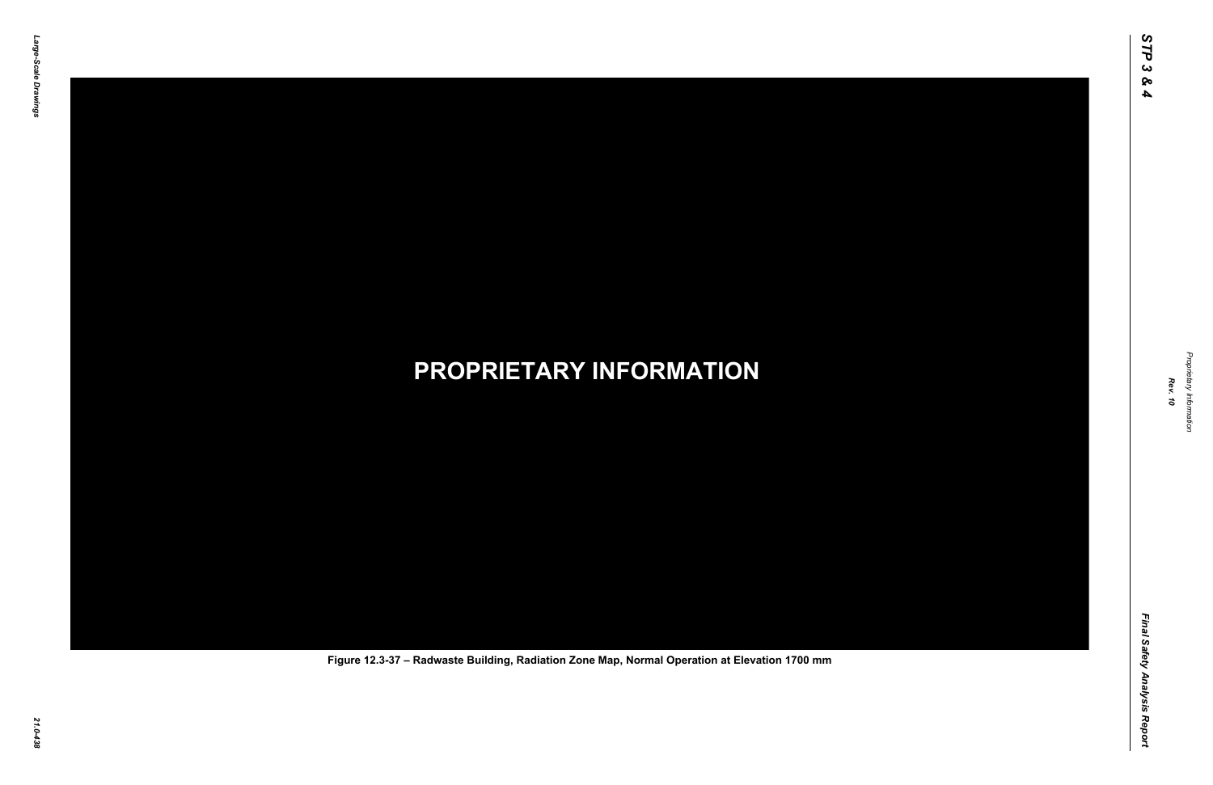**PROPRIETARY INFORMATION**

Figure 12.3-37 – Radwaste Building, Radiation Zone Map, Normal Operation at Elevation 1700 mm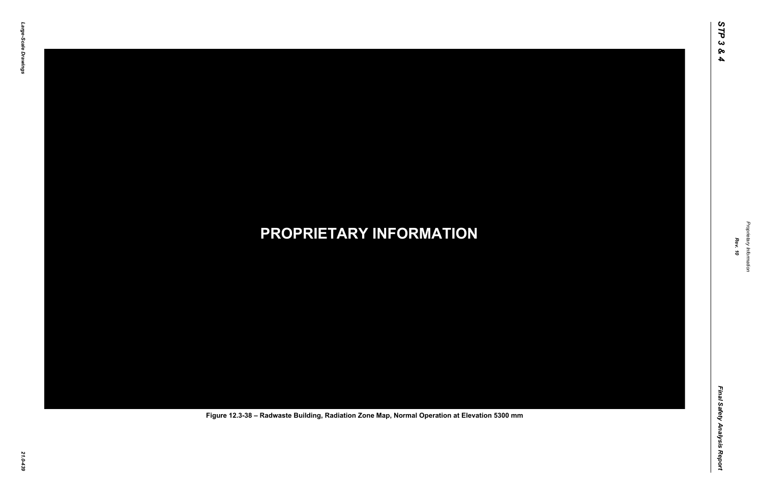PROPRIETARY INFORMATION

Figure 12.3-38 – Radwaste Building, Radiation Zone Map, Normal Operation at Elevation 5300 mm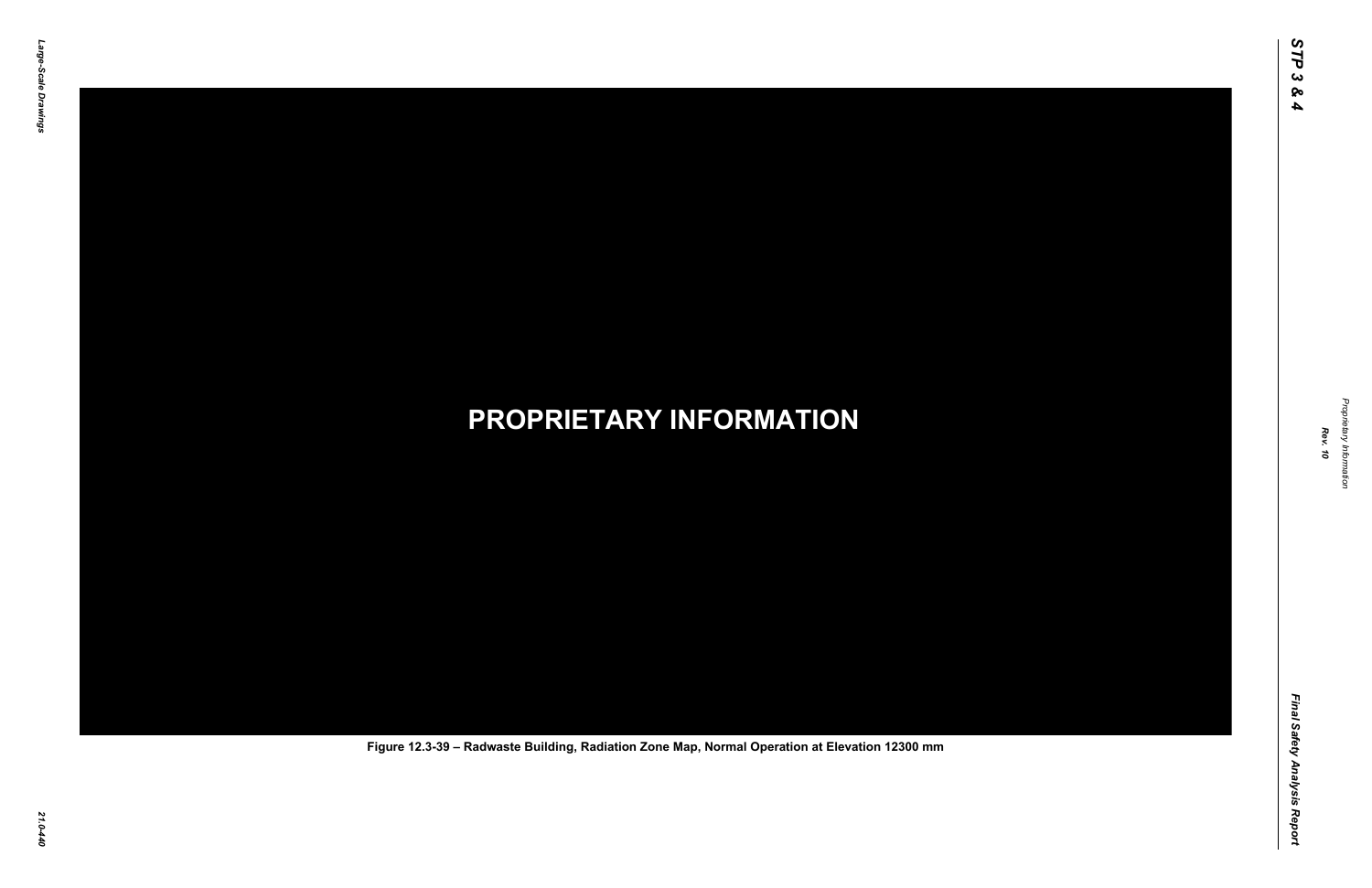**PROPRIETARY INFORMATION**

Figure 12.3-39 – Radwaste Building, Radiation Zone Map, Normal Operation at Elevation 12300 mm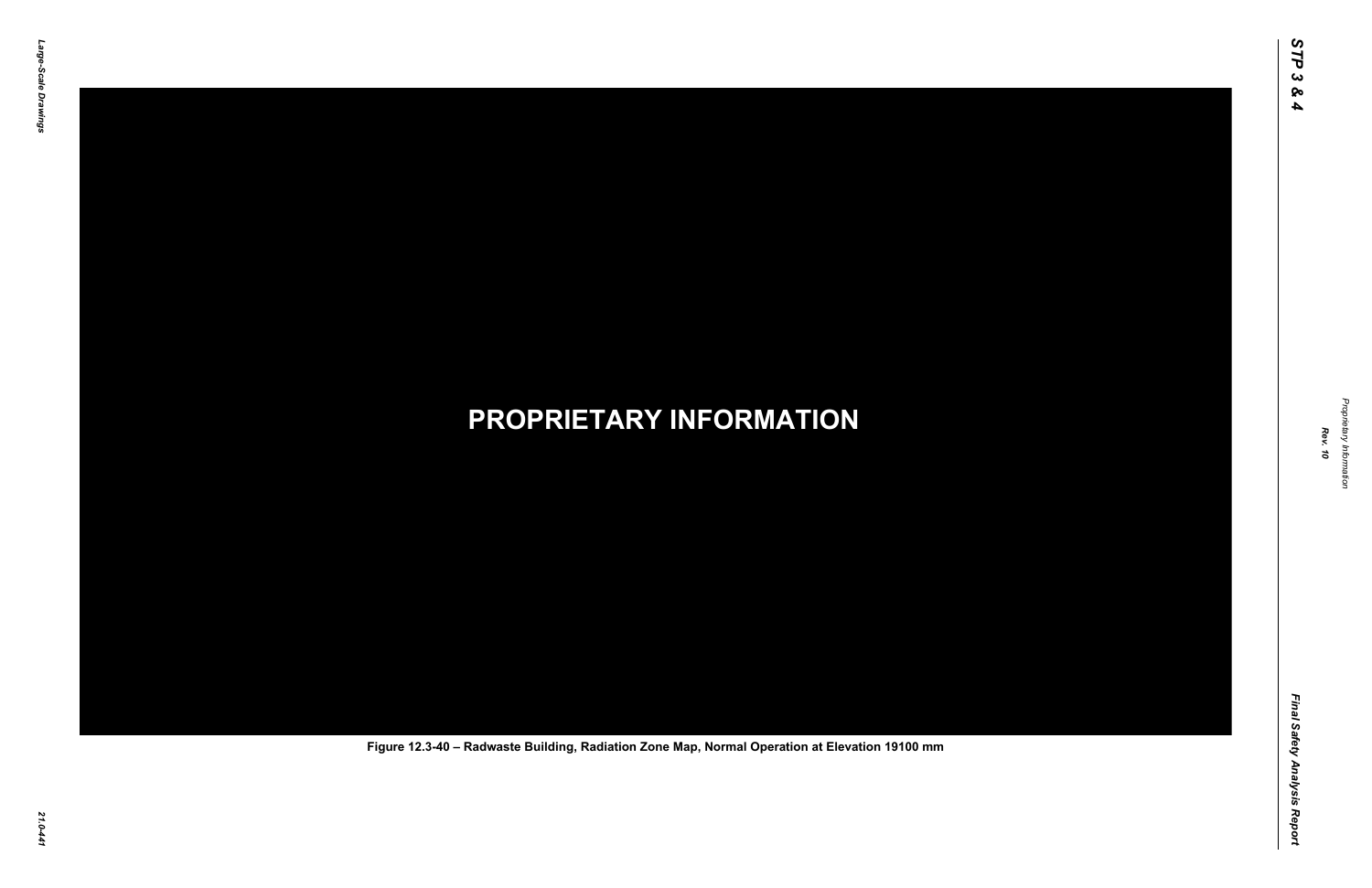PROPRIETARY INFORMATION

Figure 12.3-40 – Radwaste Building, Radiation Zone Map, Normal Operation at Elevation 19100 mm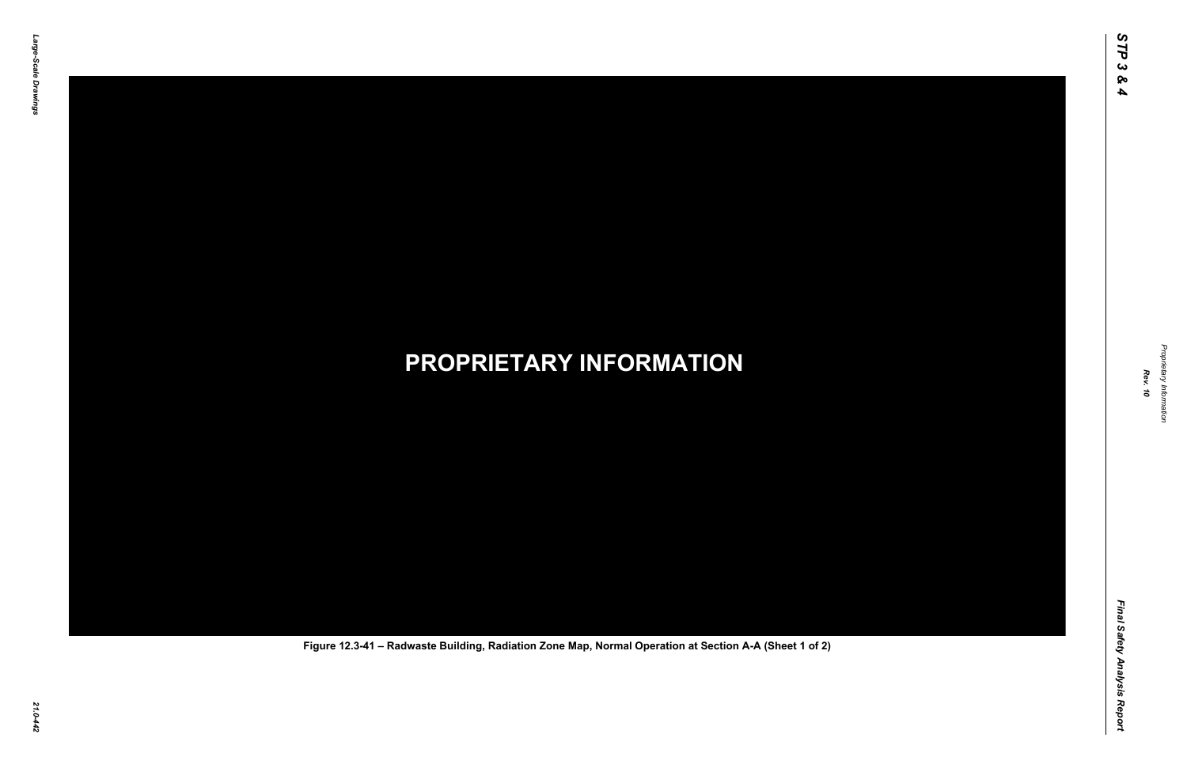**PROPRIETARY INFORMATION**

Figure 12.3-41 – Radwaste Building, Radiation Zone Map, Normal Operation at Section A-A (Sheet 1 of 2)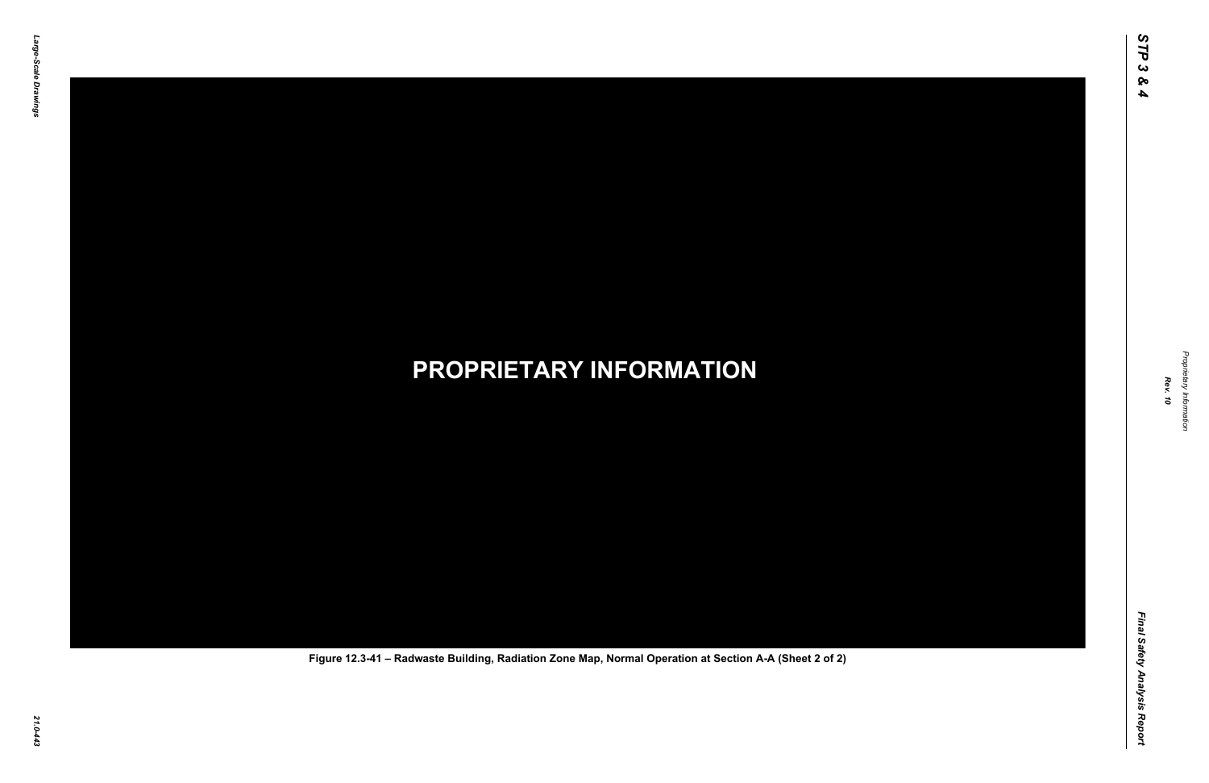**PROPRIETARY INFORMATION**

Figure 12.3-41 – Radwaste Building, Radiation Zone Map, Normal Operation at Section A-A (Sheet 2 of 2)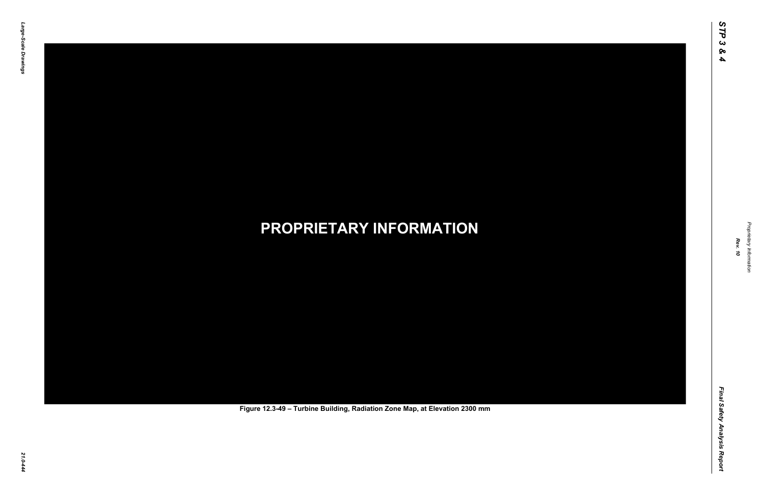PROPRIETARY INFORMATION

Figure 12.3-49 – Turbine Building, Radiation Zone Map, at Elevation 2300 mm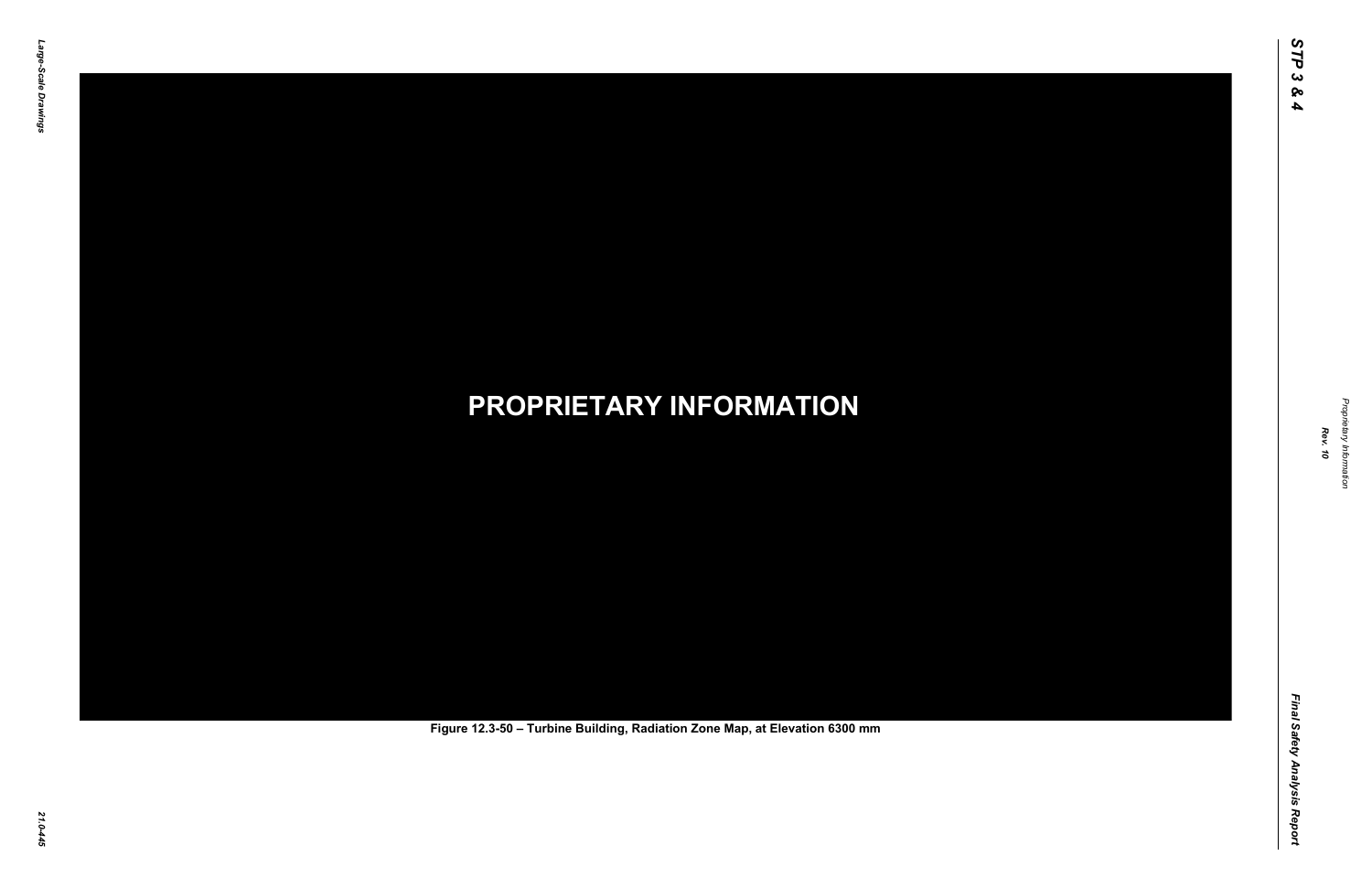**PROPRIETARY INFORMATION**

Figure 12.3-50 – Turbine Building, Radiation Zone Map, at Elevation 6300 mm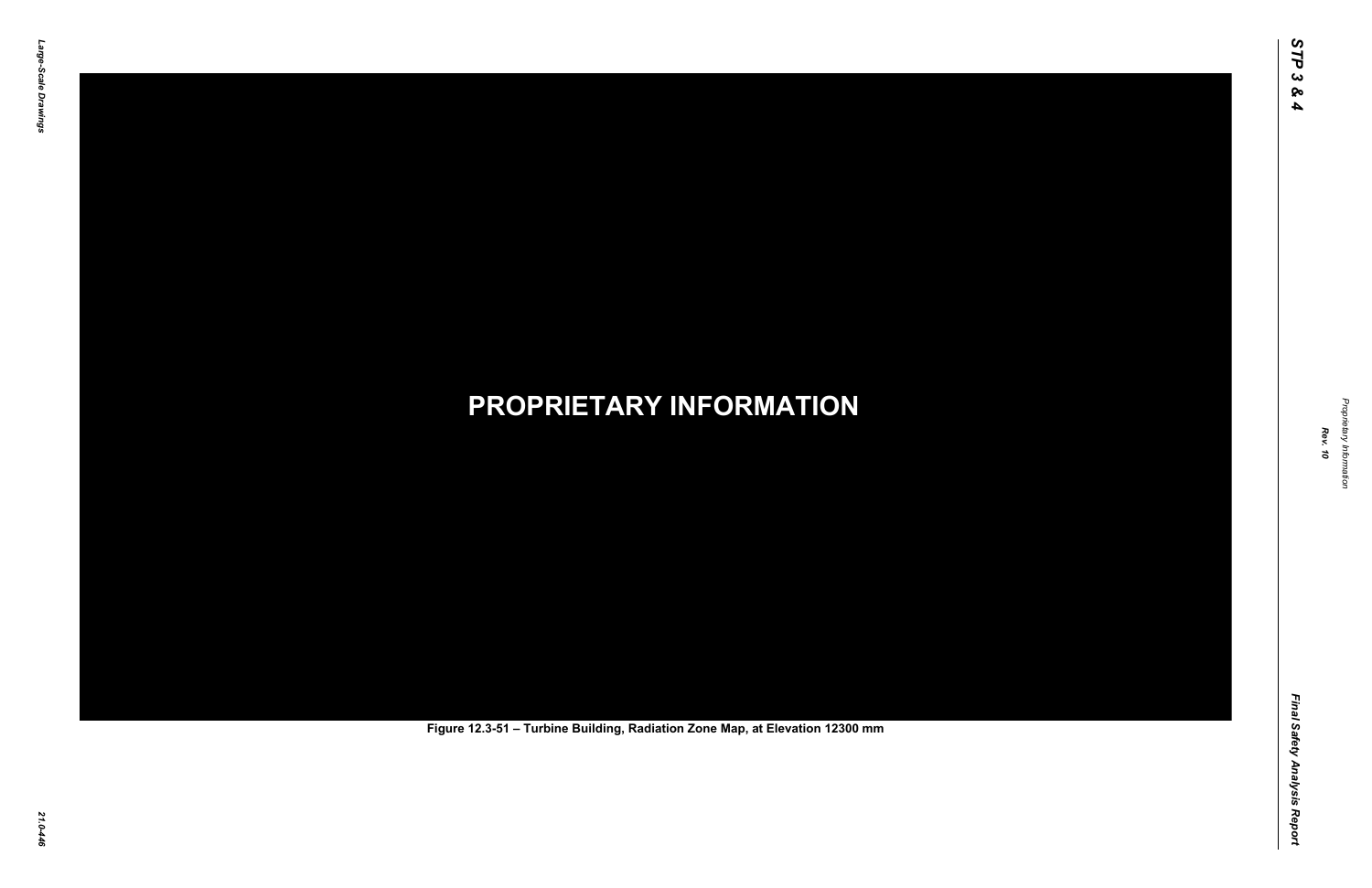**PROPRIETARY INFORMATION**

Figure 12.3-51 – Turbine Building, Radiation Zone Map, at Elevation 12300 mm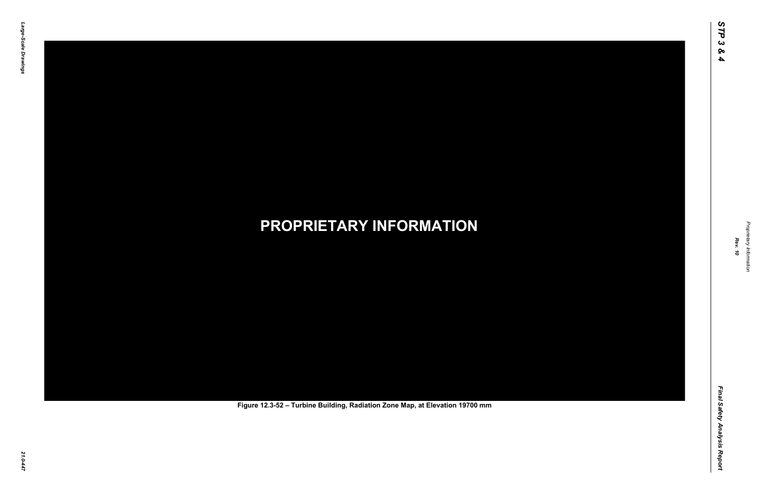**PROPRIETARY INFORMATION**

Figure 12.3-52 – Turbine Building, Radiation Zone Map, at Elevation 19700 mm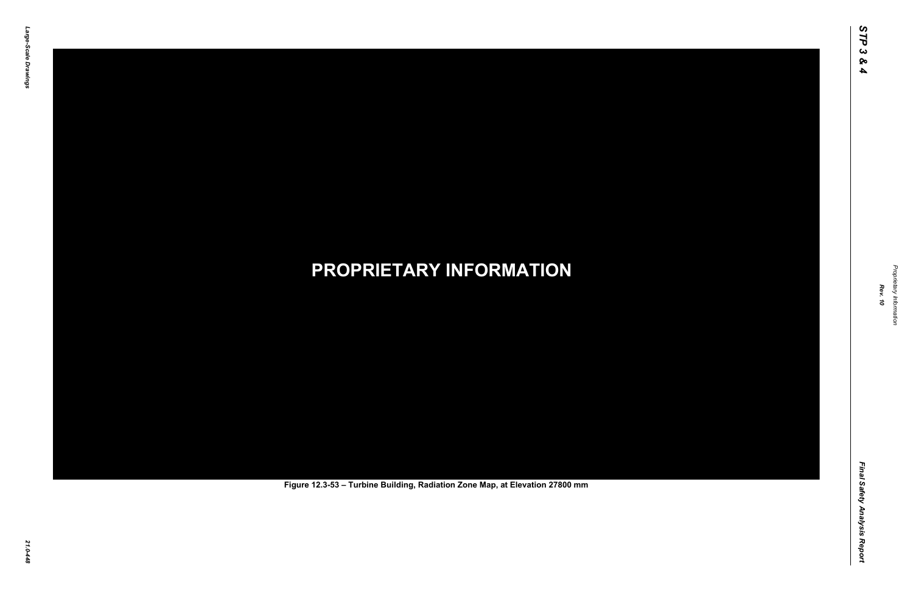**PROPRIETARY INFORMATION**

Figure 12.3-53 – Turbine Building, Radiation Zone Map, at Elevation 27800 mm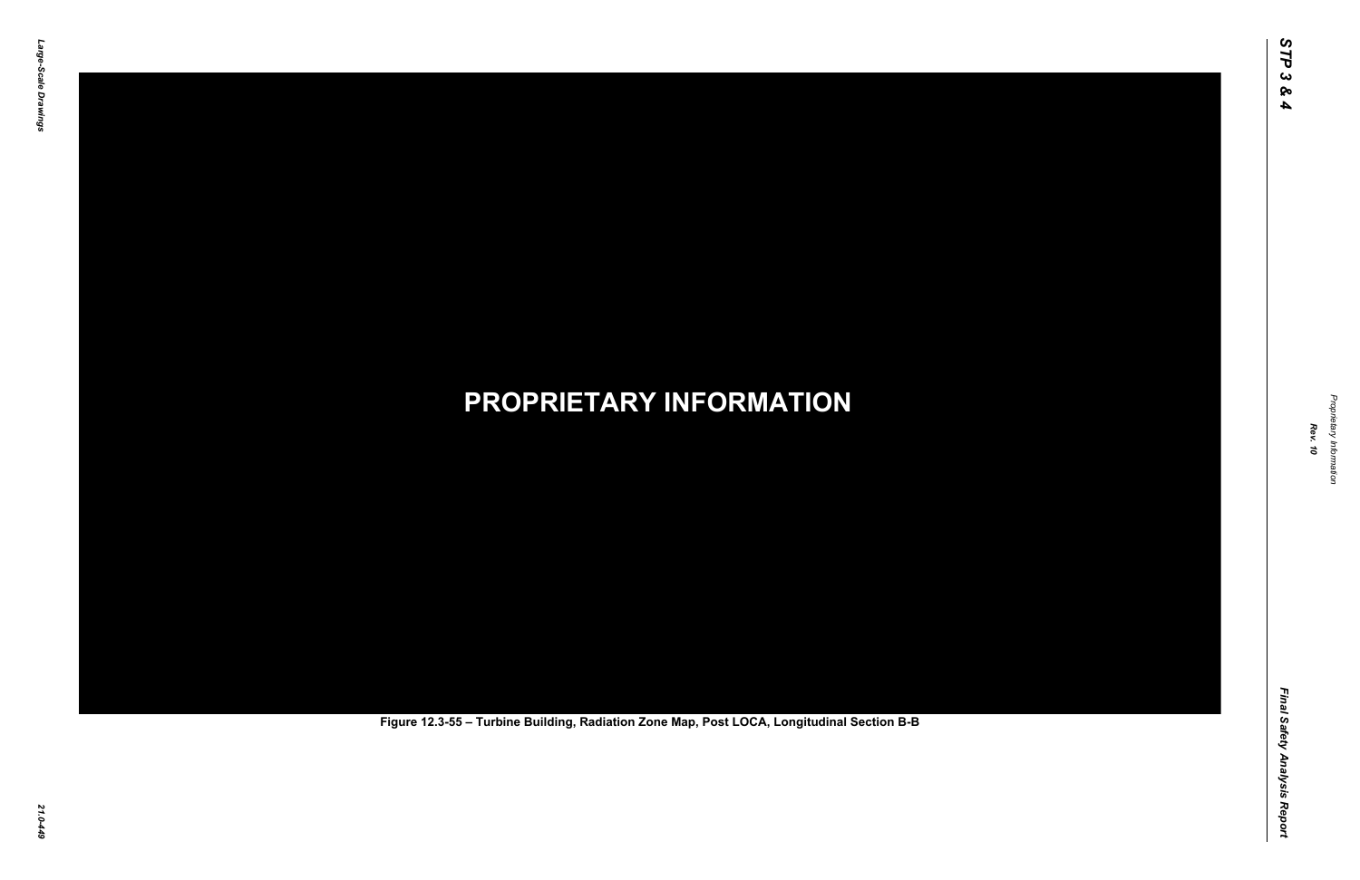**PROPRIETARY INFORMATION**

Figure 12.3-55 – Turbine Building, Radiation Zone Map, Post LOCA, Longitudinal Section B-B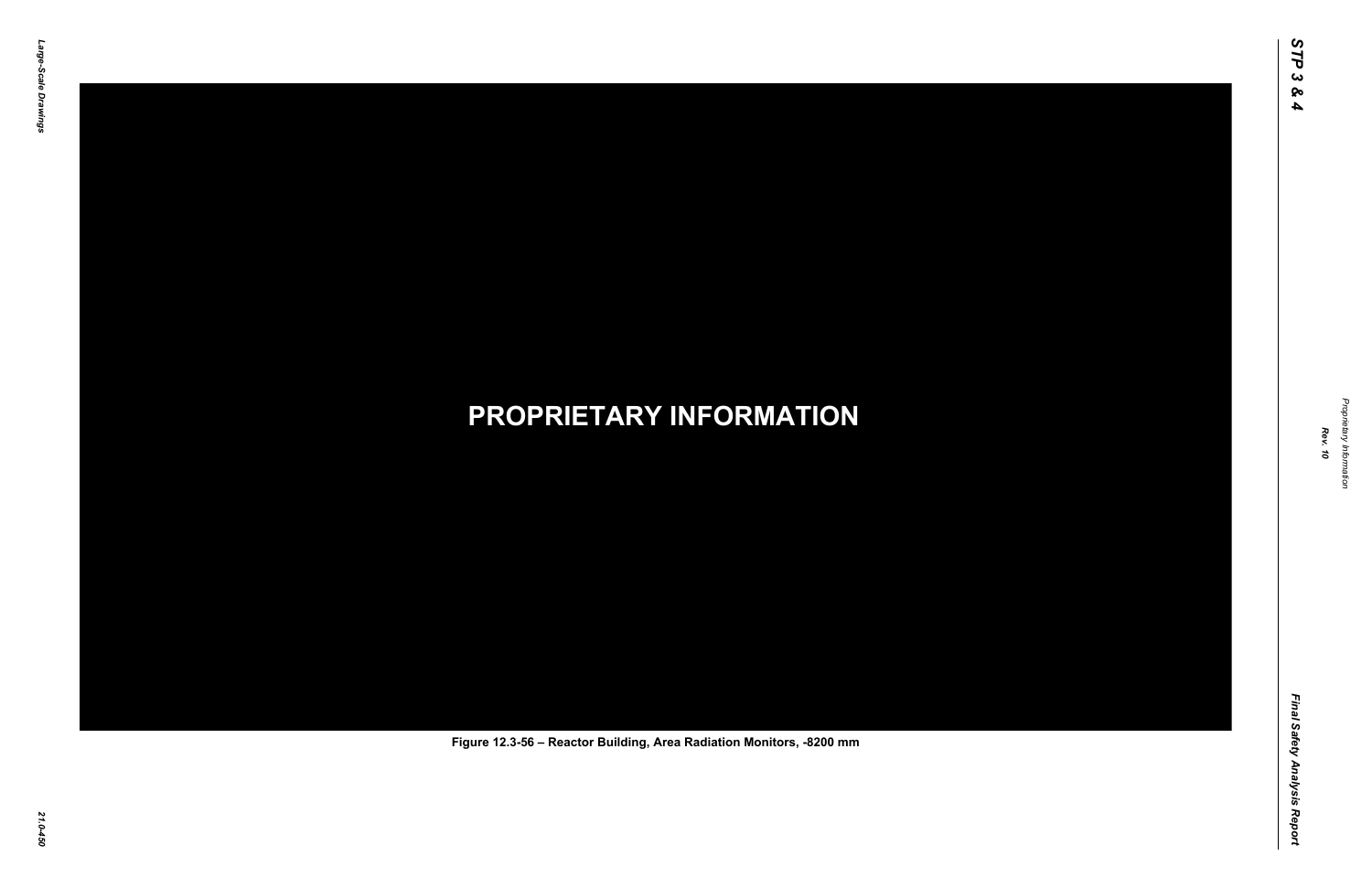**PROPRIETARY INFORMATION**

Figure 12.3-56 – Reactor Building, Area Radiation Monitors, -8200 mm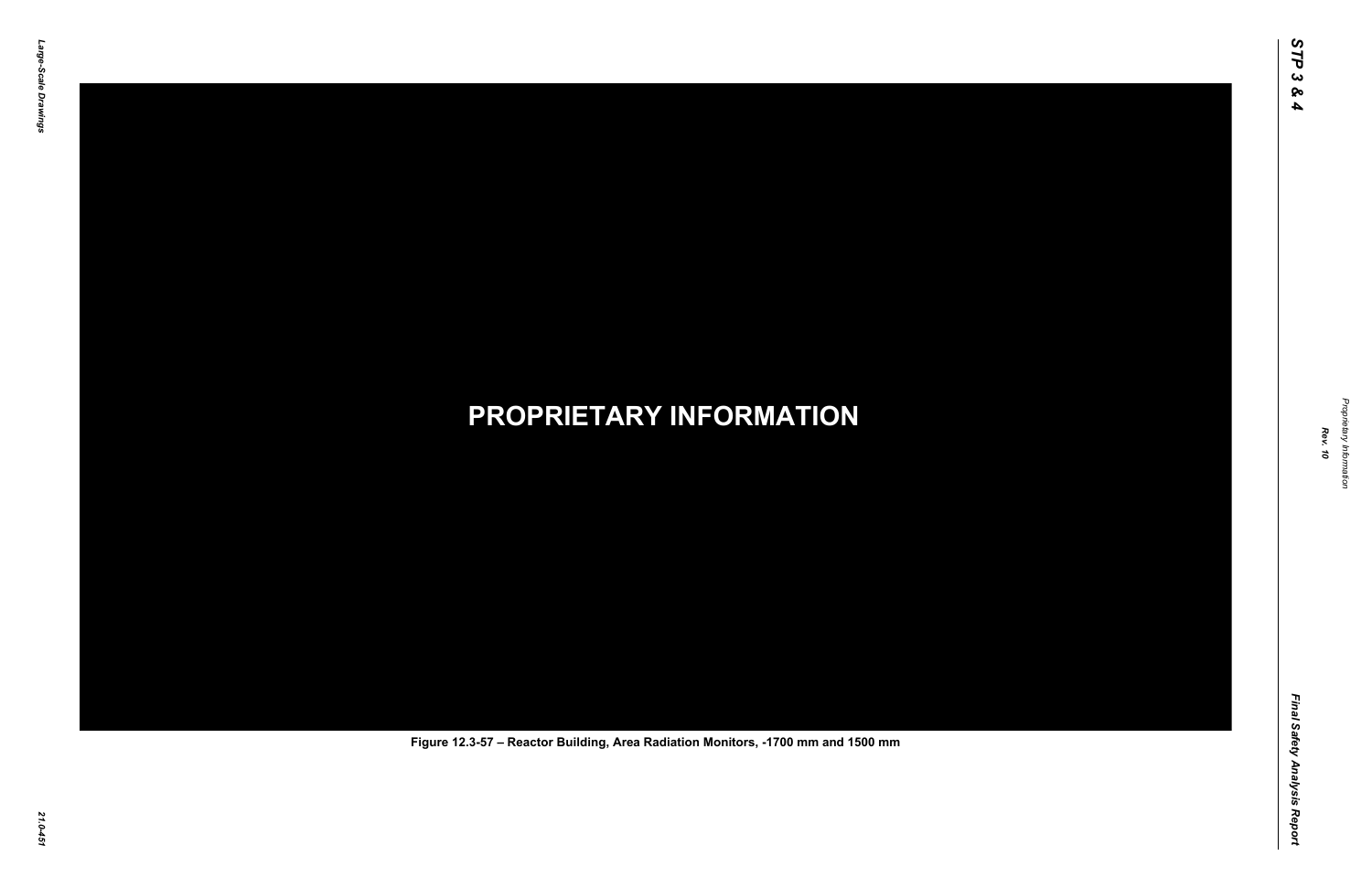PROPRIETARY INFORMATION

Figure 12.3-57 – Reactor Building, Area Radiation Monitors, -1700 mm and 1500 mm